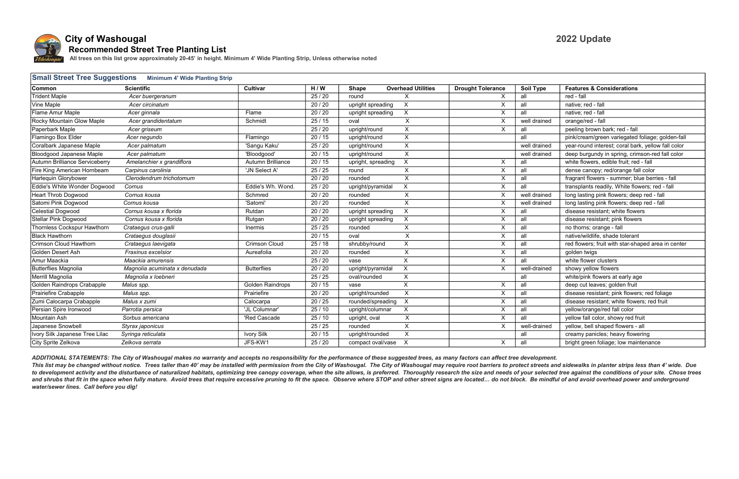# City of Washougal

**2022 Update**

## Recommended Street Tree Planting List

**All trees on this list grow approximately 20-45' in height. Minimum 4' Wide Planting Strip, Unless otherwise noted**

### Small Street Tree Suggestions — Minimum 4' Wide Planting Strip

| Common | Scientific | Cultivar | H / W | Shape | Overhead Utilities | Drought Tolerance | Soil Type | Features & Considerations |
|---|---|---|---|---|---|---|---|---|
| Trident Maple | *Acer buergeranum* | | 25 / 20 | round | X | X | all | red - fall |
| Vine Maple | *Acer circinatum* | | 20 / 20 | upright spreading | X | X | all | native; red - fall |
| Flame Amur Maple | *Acer ginnala* | Flame | 20 / 20 | upright spreading | X | X | all | native; red - fall |
| Rocky Mountain Glow Maple | *Acer grandidentatum* | Schmidt | 25 / 15 | oval | X | X | well drained | orange/red - fall |
| Paperbark Maple | *Acer griseum* | | 25 / 20 | upright/round | X | X | all | peeling brown bark; red - fall |
| Flamingo Box Elder | *Acer negundo* | Flamingo | 20 / 15 | upright/round | X | | all | pink/cream/green variegated foliage; golden-fall |
| Coralbark Japanese Maple | *Acer palmatum* | 'Sangu Kaku' | 25 / 20 | upright/round | X | | well drained | year-round interest; coral bark, yellow fall color |
| Bloodgood Japanese Maple | *Acer palmatum* | 'Bloodgood' | 20 / 15 | upright/round | X | | well drained | deep burgundy in spring, crimson-red fall color |
| Autumn Brilliance Serviceberry | *Amelanchier x grandiflora* | Autumn Brilliance | 20 / 15 | upright, spreading | X | X | all | white flowers, edible fruit; red - fall |
| Fire King American Hornbeam | *Carpinus carolinia* | 'JN Select A' | 25 / 25 | round | X | X | all | dense canopy; red/orange fall color |
| Harlequin Glorybower | *Clerodendrum trichotomum* | | 20 / 20 | rounded | X | X | all | fragrant flowers - summer; blue berries - fall |
| Eddie's White Wonder Dogwood | *Cornus* | Eddie's Wh. Wond. | 25 / 20 | upright/pyramidal | X | X | all | transplants readily, White flowers; red - fall |
| Heart Throb Dogwood | *Cornus kousa* | Schmred | 20 / 20 | rounded | X | X | well drained | long lasting pink flowers; deep red - fall |
| Satomi Pink Dogwood | *Cornus kousa* | 'Satomi' | 20 / 20 | rounded | X | X | well drained | long lasting pink flowers; deep red - fall |
| Celestial Dogwood | *Cornus kousa x florida* | Rutdan | 20 / 20 | upright spreading | X | X | all | disease resistant; white flowers |
| Stellar Pink Dogwood | *Cornus kousa x florida* | Rutgan | 20 / 20 | upright spreading | X | X | all | disease resistant; pink flowers |
| Thornless Cockspur Hawthorn | *Crataegus crus-galli* | Inermis | 25 / 25 | rounded | X | X | all | no thorns; orange - fall |
| Black Hawthorn | *Crataegus douglasii* | | 20 / 15 | oval | X | X | all | native/wildlife, shade tolerant |
| Crimson Cloud Hawthorn | *Crataegus laevigata* | Crimson Cloud | 25 / 18 | shrubby/round | X | X | all | red flowers; fruit with star-shaped area in center |
| Golden Desert Ash | *Fraxinus excelsior* | Aureafolia | 20 / 20 | rounded | X | X | all | golden twigs |
| Amur Maackia | *Maackia amurensis* | | 25 / 20 | vase | X | X | all | white flower clusters |
| Butterflies Magnolia | *Magnolia acuminata x denudada* | Butterflies | 20 / 20 | upright/pyramidal | X | X | well-drained | showy yellow flowers |
| Merrill Magnolia | *Magnolia x loebneri* | | 25 / 25 | oval/rounded | X | | all | white/pink flowers at early age |
| Golden Raindrops Crabapple | *Malus spp.* | Golden Raindrops | 20 / 15 | vase | X | X | all | deep cut leaves; golden fruit |
| Prairiefire Crabapple | *Malus spp.* | Prairiefire | 20 / 20 | upright/rounded | X | X | all | disease resistant; pink flowers; red foliage |
| Zumi Calocarpa Crabapple | *Malus x zumi* | Calocarpa | 20 / 25 | rounded/spreading | X | X | all | disease resistant; white flowers; red fruit |
| Persian Spire Ironwood | *Parrotia persica* | 'JL Columnar' | 25 / 10 | upright/columnar | X | X | all | yellow/orange/red fall color |
| Mountain Ash | *Sorbus americana* | 'Red Cascade | 25 / 10 | upright, oval | X | X | all | yellow fall color, showy red fruit |
| Japanese Snowbell | *Styrax japonicus* | | 25 / 25 | rounded | X | X | well-drained | yellow, bell shaped flowers - all |
| Ivory Silk Japanese Tree Lilac | *Syringa reticulata* | Ivory Silk | 20 / 15 | upright/rounded | X | | all | creamy panicles; heavy flowering |
| City Sprite Zelkova | *Zelkova serrata* | JFS-KW1 | 25 / 20 | compact oval/vase | X | X | all | bright green foliage; low maintenance |

***ADDITIONAL STATEMENTS: The City of Washougal makes no warranty and accepts no responsibility for the performance of these suggested trees, as many factors can affect tree development.***
***This list may be changed without notice. Trees taller than 40' may be installed with permission from the City of Washougal. The City of Washougal may require root barriers to protect streets and sidewalks in planter strips less than 4' wide. Due to development activity and the disturbance of naturalized habitats, optimizing tree canopy coverage, when the site allows, is preferred. Thoroughly research the size and needs of your selected tree against the conditions of your site. Chose trees and shrubs that fit in the space when fully mature. Avoid trees that require excessive pruning to fit the space. Observe where STOP and other street signs are located… do not block. Be mindful of and avoid overhead power and underground water/sewer lines. Call before you dig!***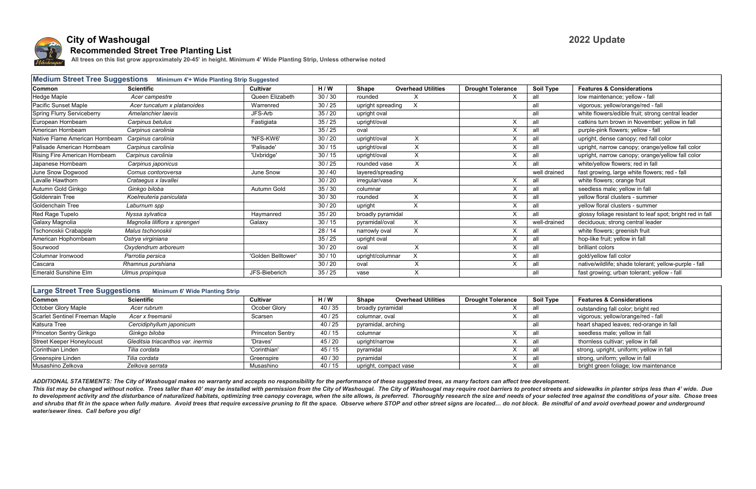# City of Washougal

## Recommended Street Tree Planting List

**2022 Update**

**All trees on this list grow approximately 20-45' in height. Minimum 4' Wide Planting Strip, Unless otherwise noted**

### Medium Street Tree Suggestions — Minimum 4'+ Wide Planting Strip Suggested

| Common | Scientific | Cultivar | H / W | Shape | Overhead Utilities | Drought Tolerance | Soil Type | Features & Considerations |
|---|---|---|---|---|---|---|---|---|
| Hedge Maple | *Acer campestre* | Queen Elizabeth | 30 / 30 | rounded | X | X | all | low maintenance; yellow - fall |
| Pacific Sunset Maple | *Acer tuncatum x platanoides* | Warrenred | 30 / 25 | upright spreading | X | | all | vigorous; yellow/orange/red - fall |
| Spring Flurry Serviceberry | *Amelanchier laevis* | JFS-Arb | 35 / 20 | upright oval | | | all | white flowers/edible fruit; strong central leader |
| European Hornbeam | *Carpinus betulus* | Fastigiata | 35 / 25 | upright/oval | | X | all | catkins turn brown in November; yellow in fall |
| American Hornbeam | *Carpinus carolinia* | | 35 / 25 | oval | | X | all | purple-pink flowers; yellow - fall |
| Native Flame American Hornbeam | *Carpinus carolinia* | 'NFS-KW6' | 30 / 20 | upright/oval | X | X | all | upright, dense canopy; red fall color |
| Palisade American Hornbeam | *Carpinus carolinia* | 'Palisade' | 30 / 15 | upright/oval | X | X | all | upright, narrow canopy; orange/yellow fall color |
| Rising Fire American Hornbeam | *Carpinus carolinia* | 'Uxbridge' | 30 / 15 | upright/oval | X | X | all | upright, narrow canopy; orange/yellow fall color |
| Japanese Hornbeam | *Carpinus japonicus* | | 30 / 25 | rounded vase | X | X | all | white/yellow flowers; red in fall |
| June Snow Dogwood | *Cornus contoroversa* | June Snow | 30 / 40 | layered/spreading | | | well drained | fast growing, large white flowers; red - fall |
| Lavalle Hawthorn | *Crataegus x lavallei* | | 30 / 20 | irregular/vase | X | X | all | white flowers; orange fruit |
| Autumn Gold Ginkgo | *Ginkgo biloba* | Autumn Gold | 35 / 30 | columnar | | X | all | seedless male; yellow in fall |
| Goldenrain Tree | *Koelreuteria paniculata* | | 30 / 30 | rounded | X | X | all | yellow floral clusters - summer |
| Goldenchain Tree | *Laburnum spp* | | 30 / 20 | upright | X | X | all | yellow floral clusters - summer |
| Red Rage Tupelo | *Nyssa sylvatica* | Haymanred | 35 / 20 | broadly pyramidal | | X | all | glossy foliage resistant to leaf spot; bright red in fall |
| Galaxy Magnolia | *Magnolia liliflora x sprengeri* | Galaxy | 30 / 15 | pyramidal/oval | X | X | well-drained | deciduous; strong central leader |
| Tschonoskii Crabapple | *Malus tschonoskii* | | 28 / 14 | narrowly oval | X | X | all | white flowers; greenish fruit |
| American Hophornbeam | *Ostrya virginiana* | | 35 / 25 | upright oval | | X | all | hop-like fruit; yellow in fall |
| Sourwood | *Oxydendrum arboreum* | | 30 / 20 | oval | X | X | all | brilliant colors |
| Columnar Ironwood | *Parrotia persica* | 'Golden Belltower' | 30 / 10 | upright/columnar | X | X | all | gold/yellow fall color |
| Cascara | *Rhamnus purshiana* | | 30 / 20 | oval | X | X | all | native/wildlife; shade tolerant; yellow-purple - fall |
| Emerald Sunshine Elm | *Ulmus propinqua* | JFS-Bieberich | 35 / 25 | vase | X | | all | fast growing; urban tolerant; yellow - fall |

### Large Street Tree Suggestions — Minimum 6' Wide Planting Strip

| Common | Scientific | Cultivar | H / W | Shape | Overhead Utilities | Drought Tolerance | Soil Type | Features & Considerations |
|---|---|---|---|---|---|---|---|---|
| October Glory Maple | *Acer rubrum* | Ocober Glory | 40 / 35 | broadly pyramidal | | X | all | outstanding fall color; bright red |
| Scarlet Sentinel Freeman Maple | *Acer x freemanii* | Scarsen | 40 / 25 | columnar, oval | | X | all | vigorous; yellow/orange/red - fall |
| Katsura Tree | *Cercidiphyllum japonicum* | | 40 / 25 | pyramidal, arching | | | all | heart shaped leaves; red-orange in fall |
| Princeton Sentry Ginkgo | *Ginkgo biloba* | Princeton Sentry | 40 / 15 | columnar | | X | all | seedless male; yellow in fall |
| Street Keeper Honeylocust | *Gleditsia triacanthos var. inermis* | 'Draves' | 45 / 20 | upright/narrow | | X | all | thornless cultivar; yellow in fall |
| Corinthian Linden | *Tilia cordata* | 'Corinthian' | 45 / 15 | pyramidal | | X | all | strong, upright, uniform; yellow in fall |
| Greenspire Linden | *Tilia cordata* | Greenspire | 40 / 30 | pyramidal | | X | all | strong, uniform; yellow in fall |
| Musashino Zelkova | *Zelkova serrata* | Musashino | 40 / 15 | upright, compact vase | | X | all | bright green foliage; low maintenance |

***ADDITIONAL STATEMENTS: The City of Washougal makes no warranty and accepts no responsibility for the performance of these suggested trees, as many factors can affect tree development.***

***This list may be changed without notice. Trees taller than 40' may be installed with permission from the City of Washougal. The City of Washougal may require root barriers to protect streets and sidewalks in planter strips less than 4' wide. Due to development activity and the disturbance of naturalized habitats, optimizing tree canopy coverage, when the site allows, is preferred. Thoroughly research the size and needs of your selected tree against the conditions of your site. Chose trees and shrubs that fit in the space when fully mature. Avoid trees that require excessive pruning to fit the space. Observe where STOP and other street signs are located… do not block. Be mindful of and avoid overhead power and underground water/sewer lines. Call before you dig!***